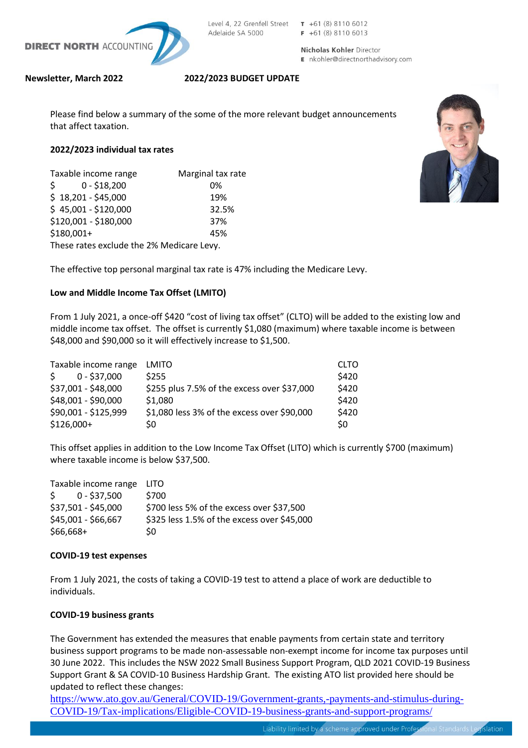DIRECT NORTH ACCOUNTING

Level 4, 22 Grenfell Street
Adelaide SA 5000

T +61 (8) 8110 6012
F +61 (8) 8110 6013

**Nicholas Kohler** Director
E nkohler@directnorthadvisory.com

**Newsletter, March 2022** **2022/2023 BUDGET UPDATE**

Please find below a summary of the some of the more relevant budget announcements that affect taxation.

**2022/2023 individual tax rates**

| Taxable income range | Marginal tax rate |
|---|---|
| $ 0 - $18,200 | 0% |
| $ 18,201 - $45,000 | 19% |
| $ 45,001 - $120,000 | 32.5% |
| $120,001 - $180,000 | 37% |
| $180,001+ | 45% |

These rates exclude the 2% Medicare Levy.

The effective top personal marginal tax rate is 47% including the Medicare Levy.

**Low and Middle Income Tax Offset (LMITO)**

From 1 July 2021, a once-off $420 "cost of living tax offset" (CLTO) will be added to the existing low and middle income tax offset. The offset is currently $1,080 (maximum) where taxable income is between $48,000 and $90,000 so it will effectively increase to $1,500.

| Taxable income range | LMITO | CLTO |
|---|---|---|
| $ 0 - $37,000 | $255 | $420 |
| $37,001 - $48,000 | $255 plus 7.5% of the excess over $37,000 | $420 |
| $48,001 - $90,000 | $1,080 | $420 |
| $90,001 - $125,999 | $1,080 less 3% of the excess over $90,000 | $420 |
| $126,000+ | $0 | $0 |

This offset applies in addition to the Low Income Tax Offset (LITO) which is currently $700 (maximum) where taxable income is below $37,500.

| Taxable income range | LITO |
|---|---|
| $ 0 - $37,500 | $700 |
| $37,501 - $45,000 | $700 less 5% of the excess over $37,500 |
| $45,001 - $66,667 | $325 less 1.5% of the excess over $45,000 |
| $66,668+ | $0 |

**COVID-19 test expenses**

From 1 July 2021, the costs of taking a COVID-19 test to attend a place of work are deductible to individuals.

**COVID-19 business grants**

The Government has extended the measures that enable payments from certain state and territory business support programs to be made non-assessable non-exempt income for income tax purposes until 30 June 2022. This includes the NSW 2022 Small Business Support Program, QLD 2021 COVID-19 Business Support Grant & SA COVID-10 Business Hardship Grant. The existing ATO list provided here should be updated to reflect these changes:
https://www.ato.gov.au/General/COVID-19/Government-grants,-payments-and-stimulus-during-COVID-19/Tax-implications/Eligible-COVID-19-business-grants-and-support-programs/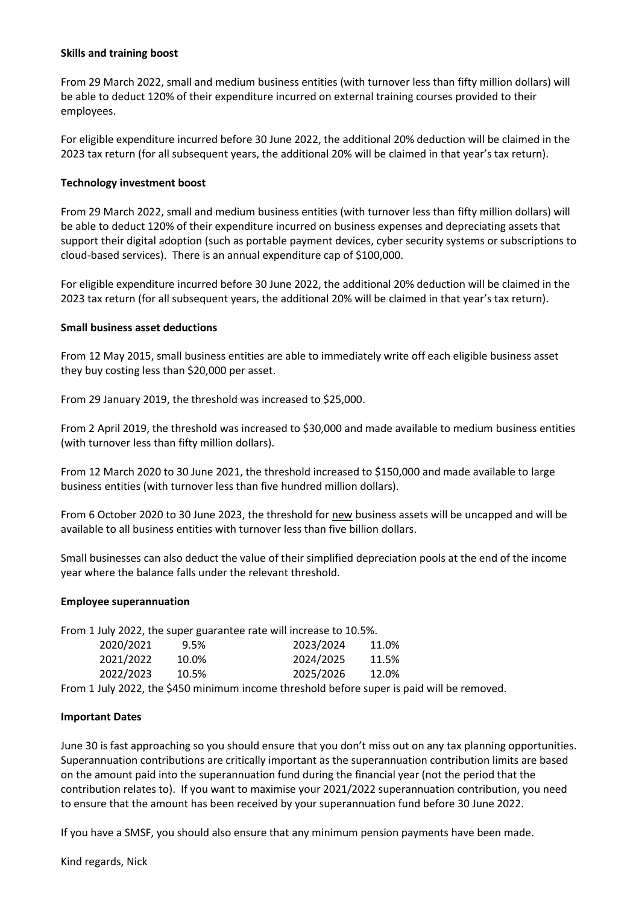**Skills and training boost**

From 29 March 2022, small and medium business entities (with turnover less than fifty million dollars) will be able to deduct 120% of their expenditure incurred on external training courses provided to their employees.

For eligible expenditure incurred before 30 June 2022, the additional 20% deduction will be claimed in the 2023 tax return (for all subsequent years, the additional 20% will be claimed in that year's tax return).

**Technology investment boost**

From 29 March 2022, small and medium business entities (with turnover less than fifty million dollars) will be able to deduct 120% of their expenditure incurred on business expenses and depreciating assets that support their digital adoption (such as portable payment devices, cyber security systems or subscriptions to cloud-based services). There is an annual expenditure cap of $100,000.

For eligible expenditure incurred before 30 June 2022, the additional 20% deduction will be claimed in the 2023 tax return (for all subsequent years, the additional 20% will be claimed in that year's tax return).

**Small business asset deductions**

From 12 May 2015, small business entities are able to immediately write off each eligible business asset they buy costing less than $20,000 per asset.

From 29 January 2019, the threshold was increased to $25,000.

From 2 April 2019, the threshold was increased to $30,000 and made available to medium business entities (with turnover less than fifty million dollars).

From 12 March 2020 to 30 June 2021, the threshold increased to $150,000 and made available to large business entities (with turnover less than five hundred million dollars).

From 6 October 2020 to 30 June 2023, the threshold for new business assets will be uncapped and will be available to all business entities with turnover less than five billion dollars.

Small businesses can also deduct the value of their simplified depreciation pools at the end of the income year where the balance falls under the relevant threshold.

**Employee superannuation**

From 1 July 2022, the super guarantee rate will increase to 10.5%.

| | | | |
|---|---|---|---|
| 2020/2021 | 9.5% | 2023/2024 | 11.0% |
| 2021/2022 | 10.0% | 2024/2025 | 11.5% |
| 2022/2023 | 10.5% | 2025/2026 | 12.0% |

From 1 July 2022, the $450 minimum income threshold before super is paid will be removed.

**Important Dates**

June 30 is fast approaching so you should ensure that you don't miss out on any tax planning opportunities. Superannuation contributions are critically important as the superannuation contribution limits are based on the amount paid into the superannuation fund during the financial year (not the period that the contribution relates to). If you want to maximise your 2021/2022 superannuation contribution, you need to ensure that the amount has been received by your superannuation fund before 30 June 2022.

If you have a SMSF, you should also ensure that any minimum pension payments have been made.

Kind regards, Nick